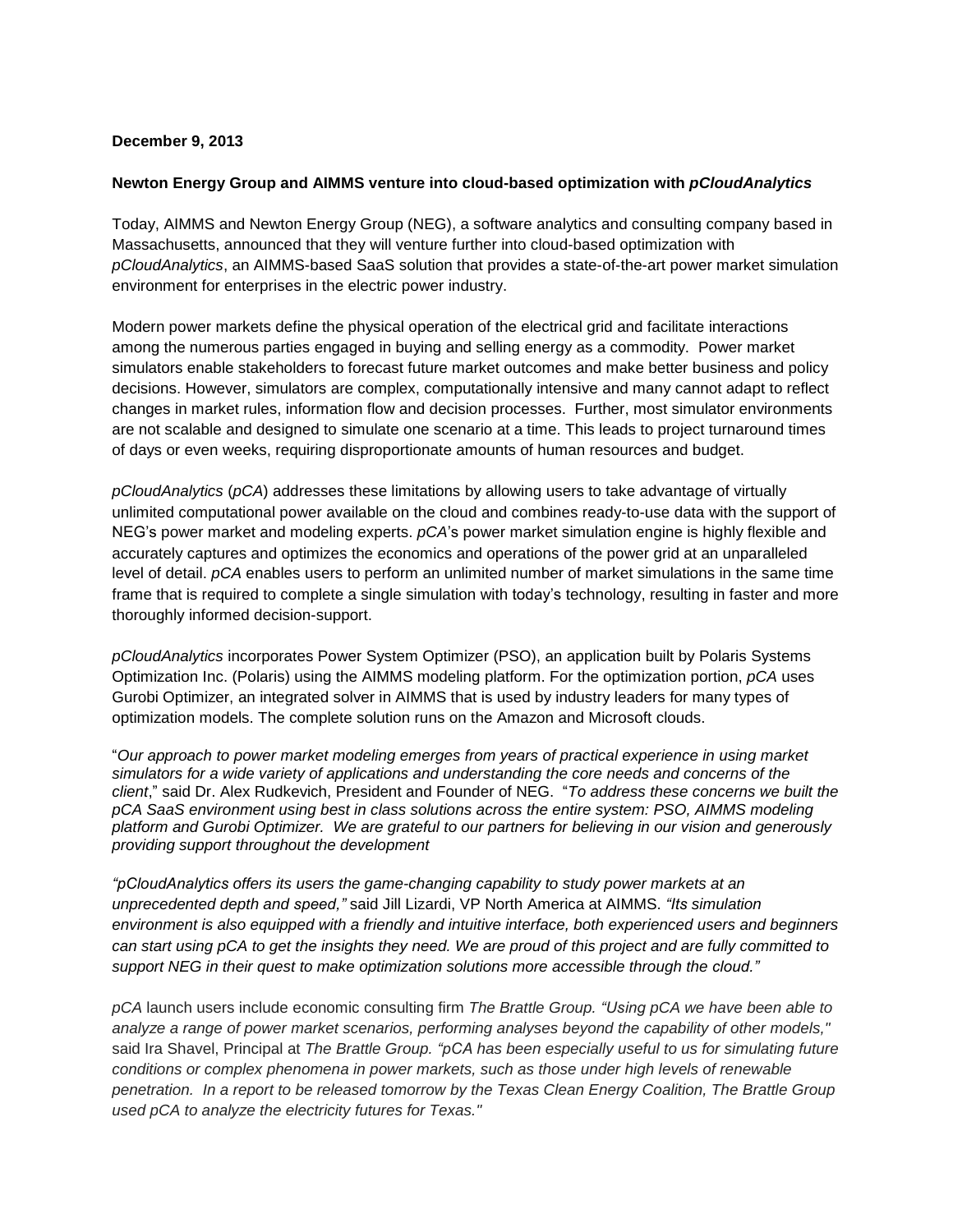**December 9, 2013**

**Newton Energy Group and AIMMS venture into cloud-based optimization with *pCloudAnalytics***

Today, AIMMS and Newton Energy Group (NEG), a software analytics and consulting company based in Massachusetts, announced that they will venture further into cloud-based optimization with *pCloudAnalytics*, an AIMMS-based SaaS solution that provides a state-of-the-art power market simulation environment for enterprises in the electric power industry.

Modern power markets define the physical operation of the electrical grid and facilitate interactions among the numerous parties engaged in buying and selling energy as a commodity. Power market simulators enable stakeholders to forecast future market outcomes and make better business and policy decisions. However, simulators are complex, computationally intensive and many cannot adapt to reflect changes in market rules, information flow and decision processes. Further, most simulator environments are not scalable and designed to simulate one scenario at a time. This leads to project turnaround times of days or even weeks, requiring disproportionate amounts of human resources and budget.

*pCloudAnalytics* (*pCA*) addresses these limitations by allowing users to take advantage of virtually unlimited computational power available on the cloud and combines ready-to-use data with the support of NEG's power market and modeling experts. *pCA*'s power market simulation engine is highly flexible and accurately captures and optimizes the economics and operations of the power grid at an unparalleled level of detail. *pCA* enables users to perform an unlimited number of market simulations in the same time frame that is required to complete a single simulation with today's technology, resulting in faster and more thoroughly informed decision-support.

*pCloudAnalytics* incorporates Power System Optimizer (PSO), an application built by Polaris Systems Optimization Inc. (Polaris) using the AIMMS modeling platform. For the optimization portion, *pCA* uses Gurobi Optimizer, an integrated solver in AIMMS that is used by industry leaders for many types of optimization models. The complete solution runs on the Amazon and Microsoft clouds.

"*Our approach to power market modeling emerges from years of practical experience in using market simulators for a wide variety of applications and understanding the core needs and concerns of the client*," said Dr. Alex Rudkevich, President and Founder of NEG. "*To address these concerns we built the pCA SaaS environment using best in class solutions across the entire system: PSO, AIMMS modeling platform and Gurobi Optimizer. We are grateful to our partners for believing in our vision and generously providing support throughout the development*

*"pCloudAnalytics offers its users the game-changing capability to study power markets at an unprecedented depth and speed,"* said Jill Lizardi, VP North America at AIMMS. *"Its simulation environment is also equipped with a friendly and intuitive interface, both experienced users and beginners can start using pCA to get the insights they need. We are proud of this project and are fully committed to support NEG in their quest to make optimization solutions more accessible through the cloud."*

*pCA* launch users include economic consulting firm *The Brattle Group. "Using pCA we have been able to analyze a range of power market scenarios, performing analyses beyond the capability of other models,"* said Ira Shavel, Principal at *The Brattle Group. "pCA has been especially useful to us for simulating future conditions or complex phenomena in power markets, such as those under high levels of renewable penetration. In a report to be released tomorrow by the Texas Clean Energy Coalition, The Brattle Group used pCA to analyze the electricity futures for Texas."*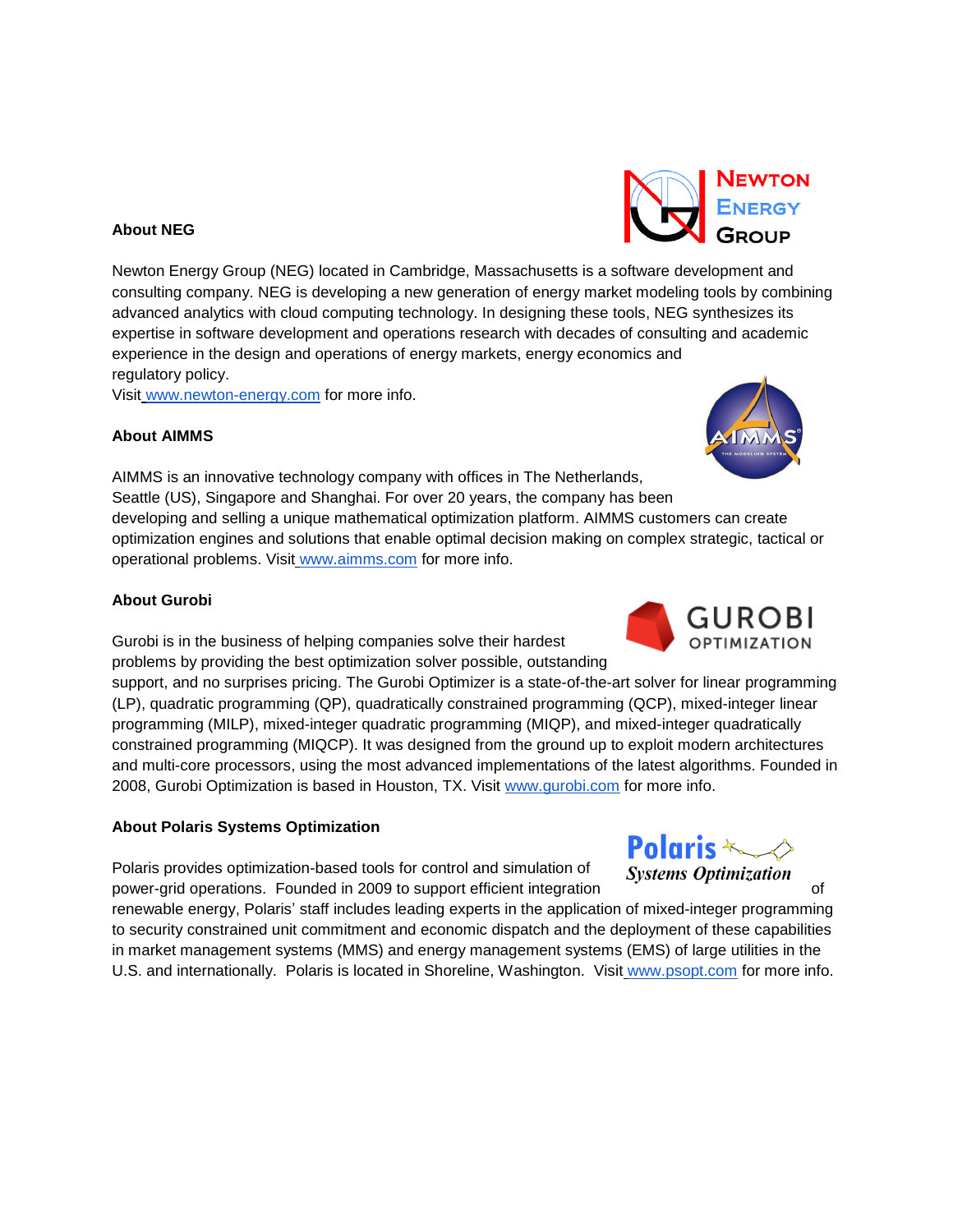**About NEG**

Newton Energy Group (NEG) located in Cambridge, Massachusetts is a software development and consulting company. NEG is developing a new generation of energy market modeling tools by combining advanced analytics with cloud computing technology. In designing these tools, NEG synthesizes its expertise in software development and operations research with decades of consulting and academic experience in the design and operations of energy markets, energy economics and regulatory policy.
Visit www.newton-energy.com for more info.

**About AIMMS**

AIMMS is an innovative technology company with offices in The Netherlands, Seattle (US), Singapore and Shanghai. For over 20 years, the company has been developing and selling a unique mathematical optimization platform. AIMMS customers can create optimization engines and solutions that enable optimal decision making on complex strategic, tactical or operational problems. Visit www.aimms.com for more info.

**About Gurobi**

Gurobi is in the business of helping companies solve their hardest problems by providing the best optimization solver possible, outstanding support, and no surprises pricing. The Gurobi Optimizer is a state-of-the-art solver for linear programming (LP), quadratic programming (QP), quadratically constrained programming (QCP), mixed-integer linear programming (MILP), mixed-integer quadratic programming (MIQP), and mixed-integer quadratically constrained programming (MIQCP). It was designed from the ground up to exploit modern architectures and multi-core processors, using the most advanced implementations of the latest algorithms. Founded in 2008, Gurobi Optimization is based in Houston, TX. Visit www.gurobi.com for more info.

**About Polaris Systems Optimization**

Polaris provides optimization-based tools for control and simulation of power-grid operations. Founded in 2009 to support efficient integration of renewable energy, Polaris' staff includes leading experts in the application of mixed-integer programming to security constrained unit commitment and economic dispatch and the deployment of these capabilities in market management systems (MMS) and energy management systems (EMS) of large utilities in the U.S. and internationally. Polaris is located in Shoreline, Washington. Visit www.psopt.com for more info.